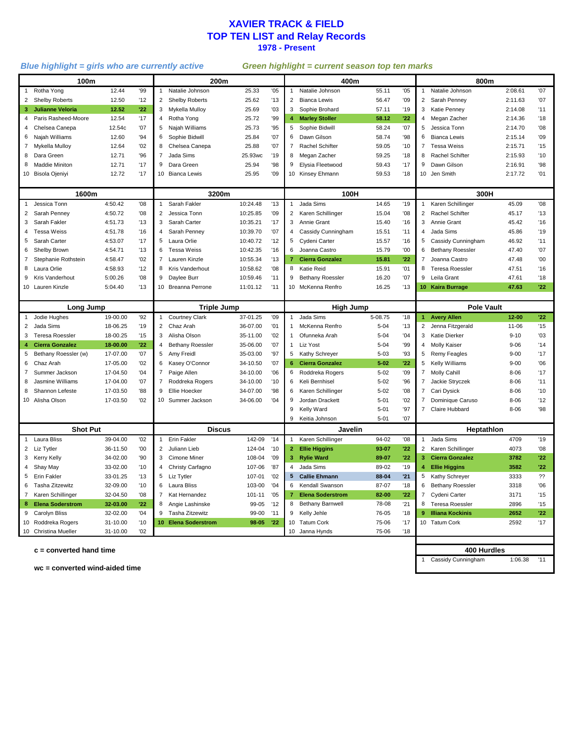# XAVIER TRACK & FIELD
## TOP TEN LIST and Relay Records
### 1978 - Present

*Blue highlight = girls who are currently active*

*Green highlight = current season top ten marks*

### 100m

| # | Name | Mark | Year |
|---|---|---|---|
| 1 | Rotha Yong | 12.44 | '99 |
| 2 | Shelby Roberts | 12.50 | '12 |
| **3** | **Julianne Veloria** | **12.52** | **'22** |
| 4 | Paris Rasheed-Moore | 12.54 | '17 |
| 4 | Chelsea Canepa | 12.54c | '07 |
| 6 | Najah Williams | 12.60 | '94 |
| 7 | Mykella Mulloy | 12.64 | '02 |
| 8 | Dara Green | 12.71 | '96 |
| 8 | Maddie Miniton | 12.71 | '17 |
| 10 | Bisola Ojeniyi | 12.72 | '17 |

### 200m

| # | Name | Mark | Year |
|---|---|---|---|
| 1 | Natalie Johnson | 25.33 | '05 |
| 2 | Shelby Roberts | 25.62 | '13 |
| 3 | Mykella Mulloy | 25.69 | '03 |
| 4 | Rotha Yong | 25.72 | '99 |
| 5 | Najah Williams | 25.73 | '95 |
| 6 | Sophie Bidwill | 25.84 | '07 |
| 8 | Chelsea Canepa | 25.88 | '07 |
| 7 | Jada Sims | 25.93wc | '19 |
| 9 | Dara Green | 25.94 | '98 |
| 10 | Bianca Lewis | 25.95 | '09 |

### 400m

| # | Name | Mark | Year |
|---|---|---|---|
| 1 | Natalie Johnson | 55.11 | '05 |
| 2 | Bianca Lewis | 56.47 | '09 |
| 3 | Sophie Brohard | 57.11 | '19 |
| **4** | **Marley Stoller** | **58.12** | **'22** |
| 5 | Sophie Bidwill | 58.24 | '07 |
| 6 | Dawn Gilson | 58.74 | '98 |
| 7 | Rachel Schifter | 59.05 | '10 |
| 8 | Megan Zacher | 59.25 | '18 |
| 9 | Elysia Fleetwood | 59.43 | '17 |
| 10 | Kinsey Ehmann | 59.53 | '18 |

### 800m

| # | Name | Mark | Year |
|---|---|---|---|
| 1 | Natalie Johnson | 2:08.61 | '07 |
| 2 | Sarah Penney | 2:11.63 | '07 |
| 3 | Katie Penney | 2:14.08 | '11 |
| 4 | Megan Zacher | 2:14.36 | '18 |
| 5 | Jessica Tonn | 2:14.70 | '08 |
| 6 | Bianca Lewis | 2:15.14 | '09 |
| 7 | Tessa Weiss | 2:15.71 | '15 |
| 8 | Rachel Schifter | 2:15.93 | '10 |
| 9 | Dawn Gilson | 2:16.91 | '98 |
| 10 | Jen Smith | 2:17.72 | '01 |

### 1600m

| # | Name | Mark | Year |
|---|---|---|---|
| 1 | Jessica Tonn | 4:50.42 | '08 |
| 2 | Sarah Penney | 4:50.72 | '08 |
| 3 | Sarah Fakler | 4:51.73 | '13 |
| 4 | Tessa Weiss | 4:51.78 | '16 |
| 5 | Sarah Carter | 4:53.07 | '17 |
| 6 | Shelby Brown | 4:54.71 | '13 |
| 7 | Stephanie Rothstein | 4:58.47 | '02 |
| 8 | Laura Orlie | 4:58.93 | '12 |
| 9 | Kris Vanderhout | 5:00.26 | '08 |
| 10 | Lauren Kinzle | 5:04.40 | '13 |

### 3200m

| # | Name | Mark | Year |
|---|---|---|---|
| 1 | Sarah Fakler | 10:24.48 | '13 |
| 2 | Jessica Tonn | 10:25.85 | '09 |
| 3 | Sarah Carter | 10:35.21 | '17 |
| 4 | Sarah Penney | 10:39.70 | '07 |
| 5 | Laura Orlie | 10:40.72 | '12 |
| 6 | Tessa Weiss | 10:42.35 | '16 |
| 7 | Lauren Kinzle | 10:55.34 | '13 |
| 8 | Kris Vanderhout | 10:58.62 | '08 |
| 9 | Daylee Burr | 10:59.46 | '11 |
| 10 | Breanna Perrone | 11:01.12 | '11 |

### 100H

| # | Name | Mark | Year |
|---|---|---|---|
| 1 | Jada Sims | 14.65 | '19 |
| 2 | Karen Schillinger | 15.04 | '08 |
| 3 | Annie Grant | 15.40 | '16 |
| 4 | Cassidy Cunningham | 15.51 | '11 |
| 5 | Cydeni Carter | 15.57 | '15 |
| 6 | Joanna Castro | 15.79 | '00 |
| **7** | **Cierra Gonzalez** | **15.81** | **'22** |
| 8 | Katie Reid | 15.91 | '01 |
| 9 | Bethany Roessler | 16.20 | '07 |
| 10 | McKenna Renfro | 16.25 | '13 |

### 300H

| # | Name | Mark | Year |
|---|---|---|---|
| 1 | Karen Schillinger | 45.09 | '08 |
| 2 | Rachel Schifter | 45.17 | '13 |
| 3 | Annie Grant | 45.42 | '16 |
| 4 | Jada Sims | 45.86 | '19 |
| 5 | Cassidy Cunningham | 46.92 | '11 |
| 6 | Bethany Roessler | 47.40 | '07 |
| 7 | Joanna Castro | 47.48 | '00 |
| 8 | Teresa Roessler | 47.51 | '16 |
| 9 | Leila Grant | 47.61 | '18 |
| **10** | **Kaira Burrage** | **47.63** | **'22** |

### Long Jump

| # | Name | Mark | Year |
|---|---|---|---|
| 1 | Jodie Hughes | 19-00.00 | '92 |
| 2 | Jada Sims | 18-06.25 | '19 |
| 3 | Teresa Roessler | 18-00.25 | '15 |
| **4** | **Cierra Gonzalez** | **18-00.00** | **'22** |
| 5 | Bethany Roessler (w) | 17-07.00 | '07 |
| 6 | Chaz Arah | 17-05.00 | '02 |
| 7 | Summer Jackson | 17-04.50 | '04 |
| 8 | Jasmine Williams | 17-04.00 | '07 |
| 8 | Shannon Lefeste | 17-03.50 | '88 |
| 10 | Alisha Olson | 17-03.50 | '02 |

### Triple Jump

| # | Name | Mark | Year |
|---|---|---|---|
| 1 | Courtney Clark | 37-01.25 | '09 |
| 2 | Chaz Arah | 36-07.00 | '01 |
| 3 | Alisha Olson | 35-11.00 | '02 |
| 4 | Bethany Roessler | 35-06.00 | '07 |
| 5 | Amy Freidl | 35-03.00 | '97 |
| 6 | Kasey O'Connor | 34-10.50 | '07 |
| 7 | Paige Allen | 34-10.00 | '06 |
| 7 | Roddreka Rogers | 34-10.00 | '10 |
| 9 | Ellie Hoecker | 34-07.00 | '98 |
| 10 | Summer Jackson | 34-06.00 | '04 |

### High Jump

| # | Name | Mark | Year |
|---|---|---|---|
| 1 | Jada Sims | 5-08.75 | '18 |
| 1 | McKenna Renfro | 5-04 | '13 |
| 1 | Ofunneka Arah | 5-04 | '04 |
| 1 | Liz Yost | 5-04 | '99 |
| 5 | Kathy Schreyer | 5-03 | '93 |
| **6** | **Cierra Gonzalez** | **5-02** | **'22** |
| 6 | Roddreka Rogers | 5-02 | '09 |
| 6 | Keli Bernhisel | 5-02 | '96 |
| 6 | Karen Schillinger | 5-02 | '08 |
| 9 | Jordan Drackett | 5-01 | '02 |
| 9 | Kelly Ward | 5-01 | '97 |
| 9 | Keitia Johnson | 5-01 | '07 |

### Pole Vault

| # | Name | Mark | Year |
|---|---|---|---|
| **1** | **Avery Allen** | **12-00** | **'22** |
| 2 | Jenna Fitzgerald | 11-06 | '15 |
| 3 | Katie Dierker | 9-10 | '03 |
| 4 | Molly Kaiser | 9-06 | '14 |
| 5 | Remy Feagles | 9-00 | '17 |
| 5 | Kelly Williams | 9-00 | '06 |
| 7 | Molly Cahill | 8-06 | '17 |
| 7 | Jackie Stryczek | 8-06 | '11 |
| 7 | Cari Dysick | 8-06 | '10 |
| 7 | Dominique Caruso | 8-06 | '12 |
| 7 | Claire Hubbard | 8-06 | '98 |

### Shot Put

| # | Name | Mark | Year |
|---|---|---|---|
| 1 | Laura Bliss | 39-04.00 | '02 |
| 2 | Liz Tytler | 36-11.50 | '00 |
| 3 | Kerry Kelly | 34-02.00 | '90 |
| 4 | Shay May | 33-02.00 | '10 |
| 5 | Erin Fakler | 33-01.25 | '13 |
| 6 | Tasha Zitzewitz | 32-09.00 | '10 |
| 7 | Karen Schillinger | 32-04.50 | '08 |
| **8** | **Elena Soderstrom** | **32-03.00** | **'22** |
| 9 | Carolyn Bliss | 32-02.00 | '04 |
| 10 | Roddreka Rogers | 31-10.00 | '10 |
| 10 | Christina Mueller | 31-10.00 | '02 |

### Discus

| # | Name | Mark | Year |
|---|---|---|---|
| 1 | Erin Fakler | 142-09 | '14 |
| 2 | Juliann Lieb | 124-04 | '10 |
| 3 | Cimone Miner | 108-04 | '09 |
| 4 | Christy Carfagno | 107-06 | '87 |
| 5 | Liz Tytler | 107-01 | '02 |
| 6 | Laura Bliss | 103-00 | '04 |
| 7 | Kat Hernandez | 101-11 | '05 |
| 8 | Angie Lashinske | 99-05 | '12 |
| 9 | Tasha Zitzewitz | 99-00 | '11 |
| **10** | **Elena Soderstrom** | **98-05** | **'22** |

### Javelin

| # | Name | Mark | Year |
|---|---|---|---|
| 1 | Karen Schillinger | 94-02 | '08 |
| **2** | **Ellie Higgins** | **93-07** | **'22** |
| **3** | **Rylie Ward** | **89-07** | **'22** |
| 4 | Jada Sims | 89-02 | '19 |
| **5** | **Callie Ehmann** | **88-04** | **'21** |
| 6 | Kendall Swanson | 87-07 | '18 |
| **7** | **Elena Soderstrom** | **82-00** | **'22** |
| 8 | Bethany Barnwell | 78-08 | '21 |
| 9 | Kelly Jehle | 76-05 | '18 |
| 10 | Tatum Cork | 75-06 | '17 |
| 10 | Janna Hynds | 75-06 | '18 |

### Heptathlon

| # | Name | Mark | Year |
|---|---|---|---|
| 1 | Jada Sims | 4709 | '19 |
| 2 | Karen Schillinger | 4073 | '08 |
| **3** | **Cierra Gonzalez** | **3782** | **'22** |
| **4** | **Ellie Higgins** | **3582** | **'22** |
| 5 | Kathy Schreyer | 3333 | ?? |
| 6 | Bethany Roessler | 3318 | '06 |
| 7 | Cydeni Carter | 3171 | '15 |
| 8 | Teresa Roessler | 2896 | '15 |
| **9** | **Illiana Kockinis** | **2652** | **'22** |
| 10 | Tatum Cork | 2592 | '17 |

### 400 Hurdles

| # | Name | Mark | Year |
|---|---|---|---|
| 1 | Cassidy Cunningham | 1:06.38 | '11 |

**c = converted hand time**

**wc = converted wind-aided time**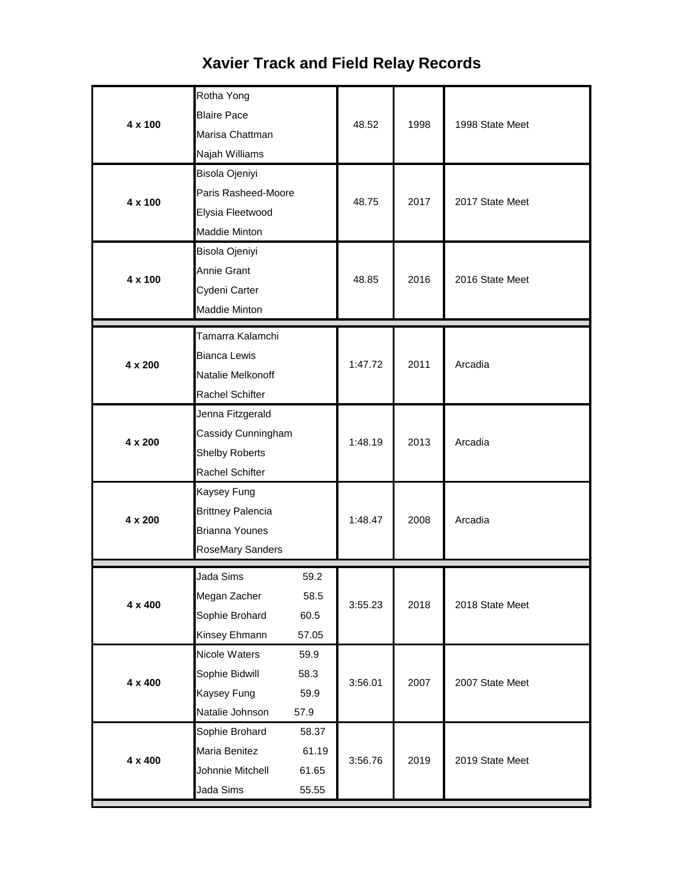# Xavier Track and Field Relay Records

| Event | Runners | Time | Year | Meet |
|---|---|---|---|---|
| 4 x 100 | Rotha Yong<br>Blaire Pace<br>Marisa Chattman<br>Najah Williams | 48.52 | 1998 | 1998 State Meet |
| 4 x 100 | Bisola Ojeniyi<br>Paris Rasheed-Moore<br>Elysia Fleetwood<br>Maddie Minton | 48.75 | 2017 | 2017 State Meet |
| 4 x 100 | Bisola Ojeniyi<br>Annie Grant<br>Cydeni Carter<br>Maddie Minton | 48.85 | 2016 | 2016 State Meet |
| 4 x 200 | Tamarra Kalamchi<br>Bianca Lewis<br>Natalie Melkonoff<br>Rachel Schifter | 1:47.72 | 2011 | Arcadia |
| 4 x 200 | Jenna Fitzgerald<br>Cassidy Cunningham<br>Shelby Roberts<br>Rachel Schifter | 1:48.19 | 2013 | Arcadia |
| 4 x 200 | Kaysey Fung<br>Brittney Palencia<br>Brianna Younes<br>RoseMary Sanders | 1:48.47 | 2008 | Arcadia |
| 4 x 400 | Jada Sims 59.2<br>Megan Zacher 58.5<br>Sophie Brohard 60.5<br>Kinsey Ehmann 57.05 | 3:55.23 | 2018 | 2018 State Meet |
| 4 x 400 | Nicole Waters 59.9<br>Sophie Bidwill 58.3<br>Kaysey Fung 59.9<br>Natalie Johnson 57.9 | 3:56.01 | 2007 | 2007 State Meet |
| 4 x 400 | Sophie Brohard 58.37<br>Maria Benitez 61.19<br>Johnnie Mitchell 61.65<br>Jada Sims 55.55 | 3:56.76 | 2019 | 2019 State Meet |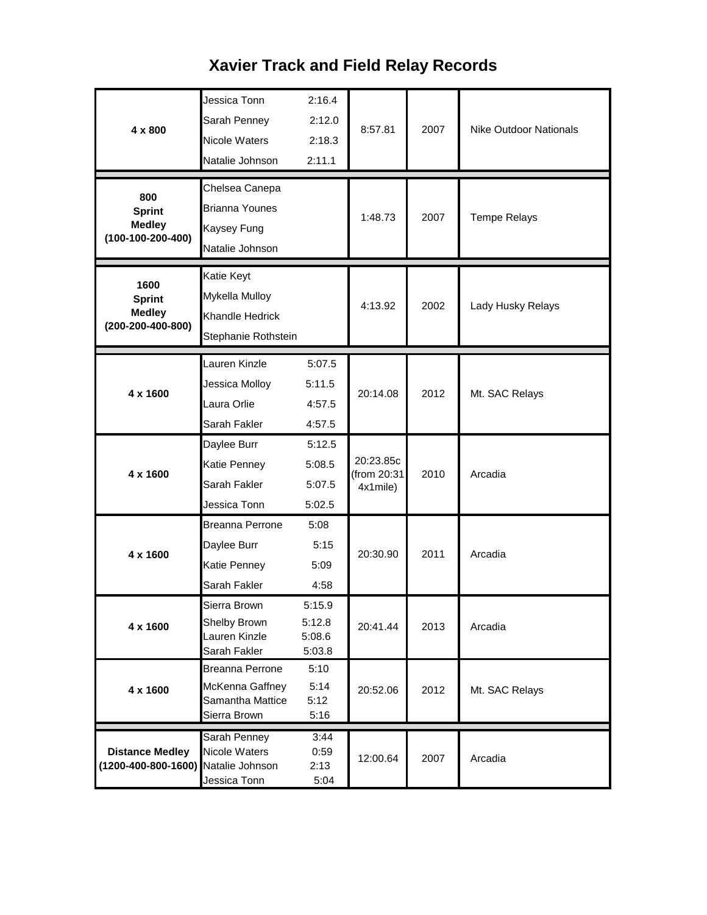# Xavier Track and Field Relay Records

| | | | | | |
|---|---|---|---|---|---|
| 4 x 800 | Jessica Tonn<br>Sarah Penney<br>Nicole Waters<br>Natalie Johnson | 2:16.4<br>2:12.0<br>2:18.3<br>2:11.1 | 8:57.81 | 2007 | Nike Outdoor Nationals |
| **800 Sprint Medley (100-100-200-400)** | Chelsea Canepa<br>Brianna Younes<br>Kaysey Fung<br>Natalie Johnson | | 1:48.73 | 2007 | Tempe Relays |
| **1600 Sprint Medley (200-200-400-800)** | Katie Keyt<br>Mykella Mulloy<br>Khandle Hedrick<br>Stephanie Rothstein | | 4:13.92 | 2002 | Lady Husky Relays |
| 4 x 1600 | Lauren Kinzle<br>Jessica Molloy<br>Laura Orlie<br>Sarah Fakler | 5:07.5<br>5:11.5<br>4:57.5<br>4:57.5 | 20:14.08 | 2012 | Mt. SAC Relays |
| 4 x 1600 | Daylee Burr<br>Katie Penney<br>Sarah Fakler<br>Jessica Tonn | 5:12.5<br>5:08.5<br>5:07.5<br>5:02.5 | 20:23.85c (from 20:31 4x1mile) | 2010 | Arcadia |
| 4 x 1600 | Breanna Perrone<br>Daylee Burr<br>Katie Penney<br>Sarah Fakler | 5:08<br>5:15<br>5:09<br>4:58 | 20:30.90 | 2011 | Arcadia |
| 4 x 1600 | Sierra Brown<br>Shelby Brown<br>Lauren Kinzle<br>Sarah Fakler | 5:15.9<br>5:12.8<br>5:08.6<br>5:03.8 | 20:41.44 | 2013 | Arcadia |
| 4 x 1600 | Breanna Perrone<br>McKenna Gaffney<br>Samantha Mattice<br>Sierra Brown | 5:10<br>5:14<br>5:12<br>5:16 | 20:52.06 | 2012 | Mt. SAC Relays |
| **Distance Medley (1200-400-800-1600)** | Sarah Penney<br>Nicole Waters<br>Natalie Johnson<br>Jessica Tonn | 3:44<br>0:59<br>2:13<br>5:04 | 12:00.64 | 2007 | Arcadia |